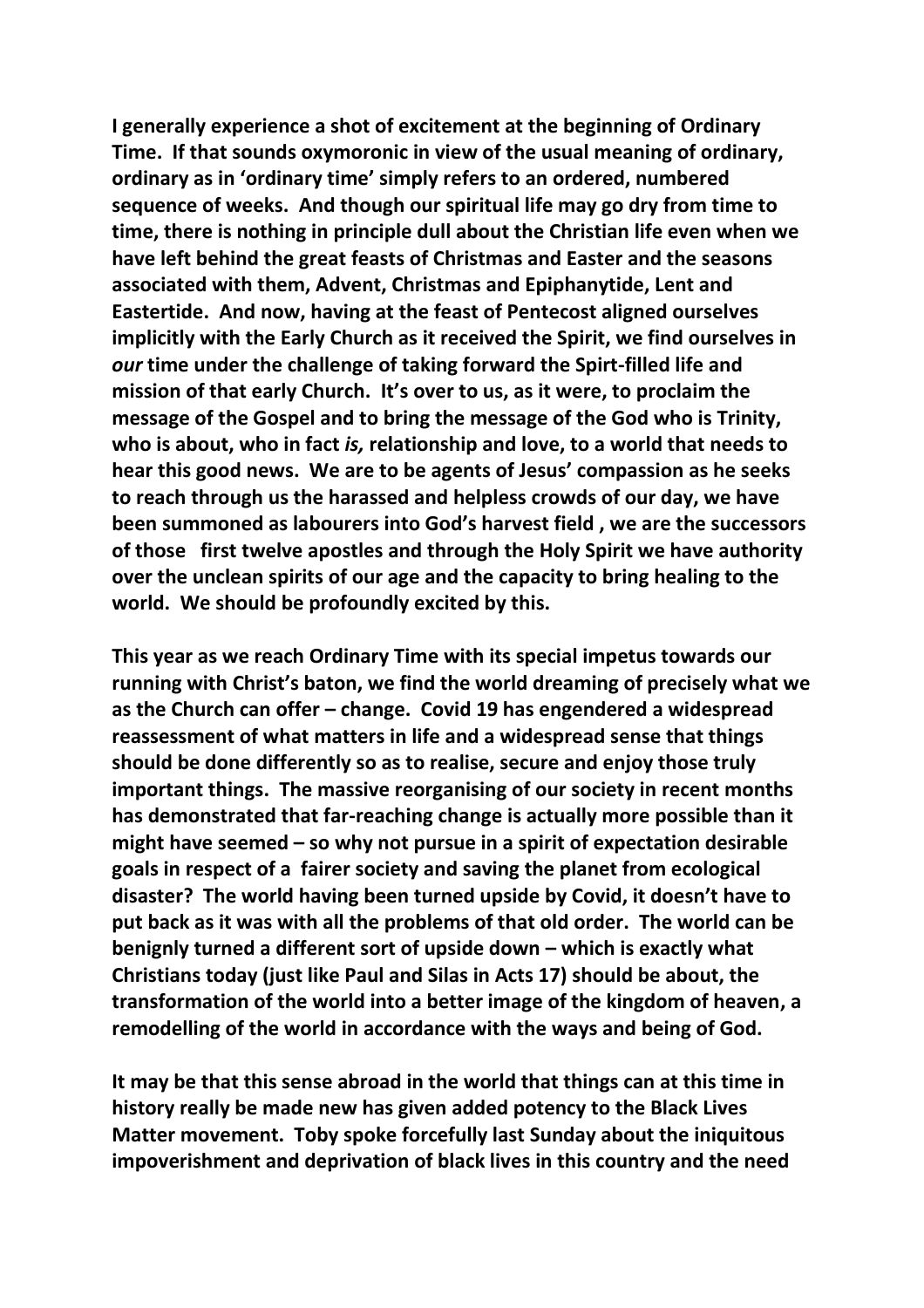**I generally experience a shot of excitement at the beginning of Ordinary Time. If that sounds oxymoronic in view of the usual meaning of ordinary, ordinary as in 'ordinary time' simply refers to an ordered, numbered sequence of weeks. And though our spiritual life may go dry from time to time, there is nothing in principle dull about the Christian life even when we have left behind the great feasts of Christmas and Easter and the seasons associated with them, Advent, Christmas and Epiphanytide, Lent and Eastertide. And now, having at the feast of Pentecost aligned ourselves implicitly with the Early Church as it received the Spirit, we find ourselves in *our* time under the challenge of taking forward the Spirt-filled life and mission of that early Church. It's over to us, as it were, to proclaim the message of the Gospel and to bring the message of the God who is Trinity, who is about, who in fact *is,* relationship and love, to a world that needs to hear this good news. We are to be agents of Jesus' compassion as he seeks to reach through us the harassed and helpless crowds of our day, we have been summoned as labourers into God's harvest field , we are the successors of those first twelve apostles and through the Holy Spirit we have authority over the unclean spirits of our age and the capacity to bring healing to the world. We should be profoundly excited by this.**

**This year as we reach Ordinary Time with its special impetus towards our running with Christ's baton, we find the world dreaming of precisely what we as the Church can offer – change. Covid 19 has engendered a widespread reassessment of what matters in life and a widespread sense that things should be done differently so as to realise, secure and enjoy those truly important things. The massive reorganising of our society in recent months has demonstrated that far-reaching change is actually more possible than it might have seemed – so why not pursue in a spirit of expectation desirable goals in respect of a fairer society and saving the planet from ecological disaster? The world having been turned upside by Covid, it doesn't have to put back as it was with all the problems of that old order. The world can be benignly turned a different sort of upside down – which is exactly what Christians today (just like Paul and Silas in Acts 17) should be about, the transformation of the world into a better image of the kingdom of heaven, a remodelling of the world in accordance with the ways and being of God.**

**It may be that this sense abroad in the world that things can at this time in history really be made new has given added potency to the Black Lives Matter movement. Toby spoke forcefully last Sunday about the iniquitous impoverishment and deprivation of black lives in this country and the need**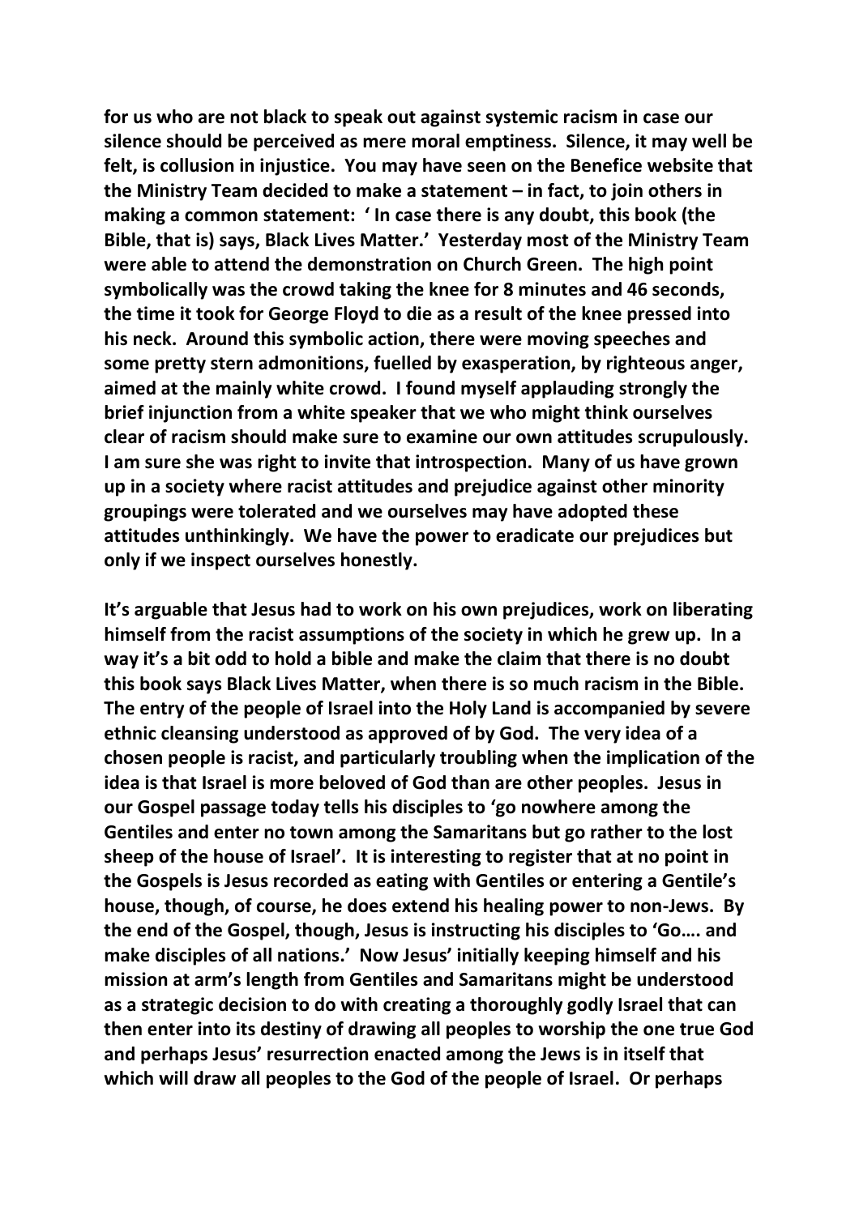**for us who are not black to speak out against systemic racism in case our silence should be perceived as mere moral emptiness. Silence, it may well be felt, is collusion in injustice. You may have seen on the Benefice website that the Ministry Team decided to make a statement – in fact, to join others in making a common statement: ' In case there is any doubt, this book (the Bible, that is) says, Black Lives Matter.' Yesterday most of the Ministry Team were able to attend the demonstration on Church Green. The high point symbolically was the crowd taking the knee for 8 minutes and 46 seconds, the time it took for George Floyd to die as a result of the knee pressed into his neck. Around this symbolic action, there were moving speeches and some pretty stern admonitions, fuelled by exasperation, by righteous anger, aimed at the mainly white crowd. I found myself applauding strongly the brief injunction from a white speaker that we who might think ourselves clear of racism should make sure to examine our own attitudes scrupulously. I am sure she was right to invite that introspection. Many of us have grown up in a society where racist attitudes and prejudice against other minority groupings were tolerated and we ourselves may have adopted these attitudes unthinkingly. We have the power to eradicate our prejudices but only if we inspect ourselves honestly.**

**It's arguable that Jesus had to work on his own prejudices, work on liberating himself from the racist assumptions of the society in which he grew up. In a way it's a bit odd to hold a bible and make the claim that there is no doubt this book says Black Lives Matter, when there is so much racism in the Bible. The entry of the people of Israel into the Holy Land is accompanied by severe ethnic cleansing understood as approved of by God. The very idea of a chosen people is racist, and particularly troubling when the implication of the idea is that Israel is more beloved of God than are other peoples. Jesus in our Gospel passage today tells his disciples to 'go nowhere among the Gentiles and enter no town among the Samaritans but go rather to the lost sheep of the house of Israel'. It is interesting to register that at no point in the Gospels is Jesus recorded as eating with Gentiles or entering a Gentile's house, though, of course, he does extend his healing power to non-Jews. By the end of the Gospel, though, Jesus is instructing his disciples to 'Go…. and make disciples of all nations.' Now Jesus' initially keeping himself and his mission at arm's length from Gentiles and Samaritans might be understood as a strategic decision to do with creating a thoroughly godly Israel that can then enter into its destiny of drawing all peoples to worship the one true God and perhaps Jesus' resurrection enacted among the Jews is in itself that which will draw all peoples to the God of the people of Israel. Or perhaps**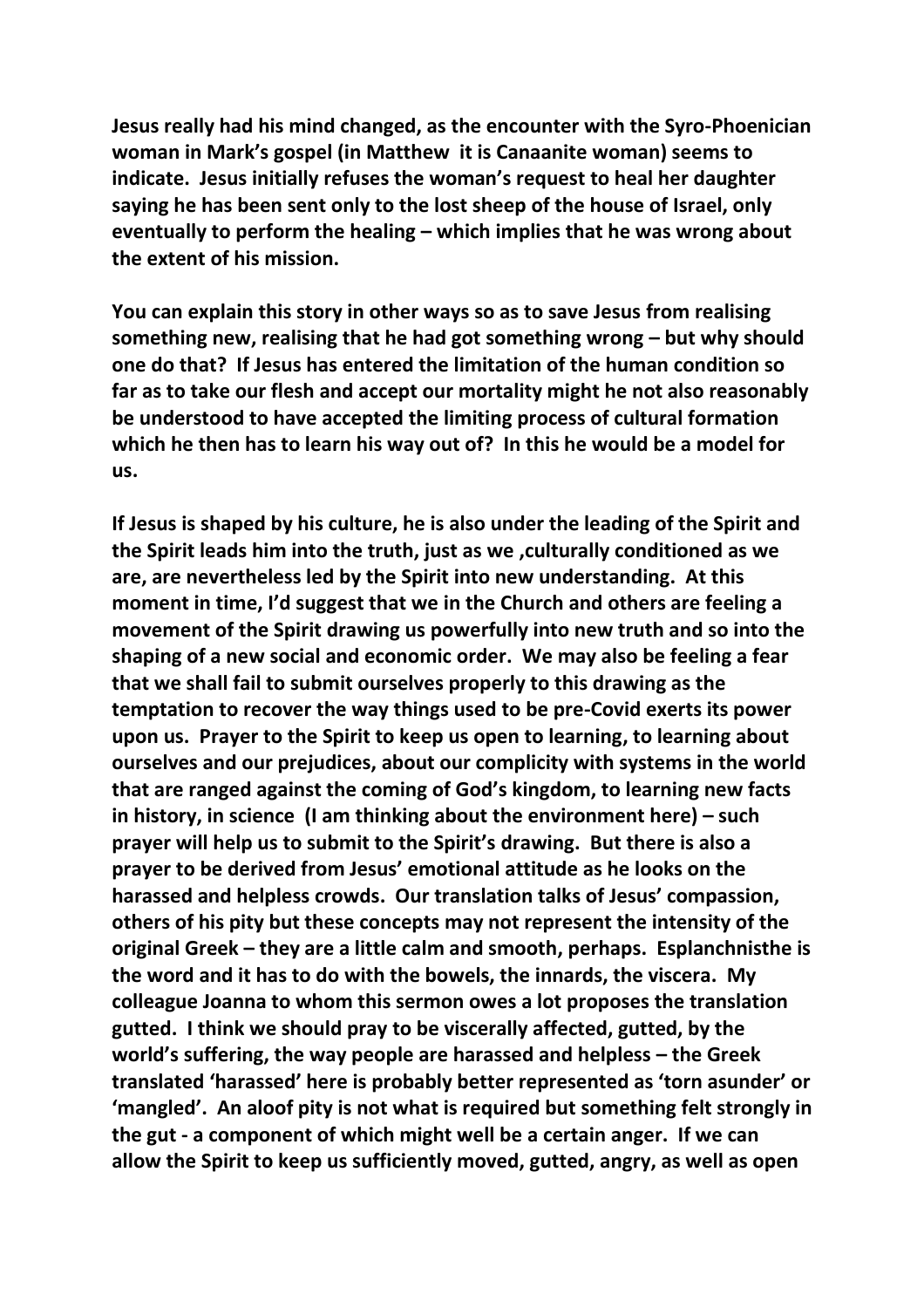**Jesus really had his mind changed, as the encounter with the Syro-Phoenician woman in Mark's gospel (in Matthew it is Canaanite woman) seems to indicate. Jesus initially refuses the woman's request to heal her daughter saying he has been sent only to the lost sheep of the house of Israel, only eventually to perform the healing – which implies that he was wrong about the extent of his mission.**

**You can explain this story in other ways so as to save Jesus from realising something new, realising that he had got something wrong – but why should one do that? If Jesus has entered the limitation of the human condition so far as to take our flesh and accept our mortality might he not also reasonably be understood to have accepted the limiting process of cultural formation which he then has to learn his way out of? In this he would be a model for us.**

**If Jesus is shaped by his culture, he is also under the leading of the Spirit and the Spirit leads him into the truth, just as we ,culturally conditioned as we are, are nevertheless led by the Spirit into new understanding. At this moment in time, I'd suggest that we in the Church and others are feeling a movement of the Spirit drawing us powerfully into new truth and so into the shaping of a new social and economic order. We may also be feeling a fear that we shall fail to submit ourselves properly to this drawing as the temptation to recover the way things used to be pre-Covid exerts its power upon us. Prayer to the Spirit to keep us open to learning, to learning about ourselves and our prejudices, about our complicity with systems in the world that are ranged against the coming of God's kingdom, to learning new facts in history, in science (I am thinking about the environment here) – such prayer will help us to submit to the Spirit's drawing. But there is also a prayer to be derived from Jesus' emotional attitude as he looks on the harassed and helpless crowds. Our translation talks of Jesus' compassion, others of his pity but these concepts may not represent the intensity of the original Greek – they are a little calm and smooth, perhaps. Esplanchnisthe is the word and it has to do with the bowels, the innards, the viscera. My colleague Joanna to whom this sermon owes a lot proposes the translation gutted. I think we should pray to be viscerally affected, gutted, by the world's suffering, the way people are harassed and helpless – the Greek translated 'harassed' here is probably better represented as 'torn asunder' or 'mangled'. An aloof pity is not what is required but something felt strongly in the gut - a component of which might well be a certain anger. If we can allow the Spirit to keep us sufficiently moved, gutted, angry, as well as open**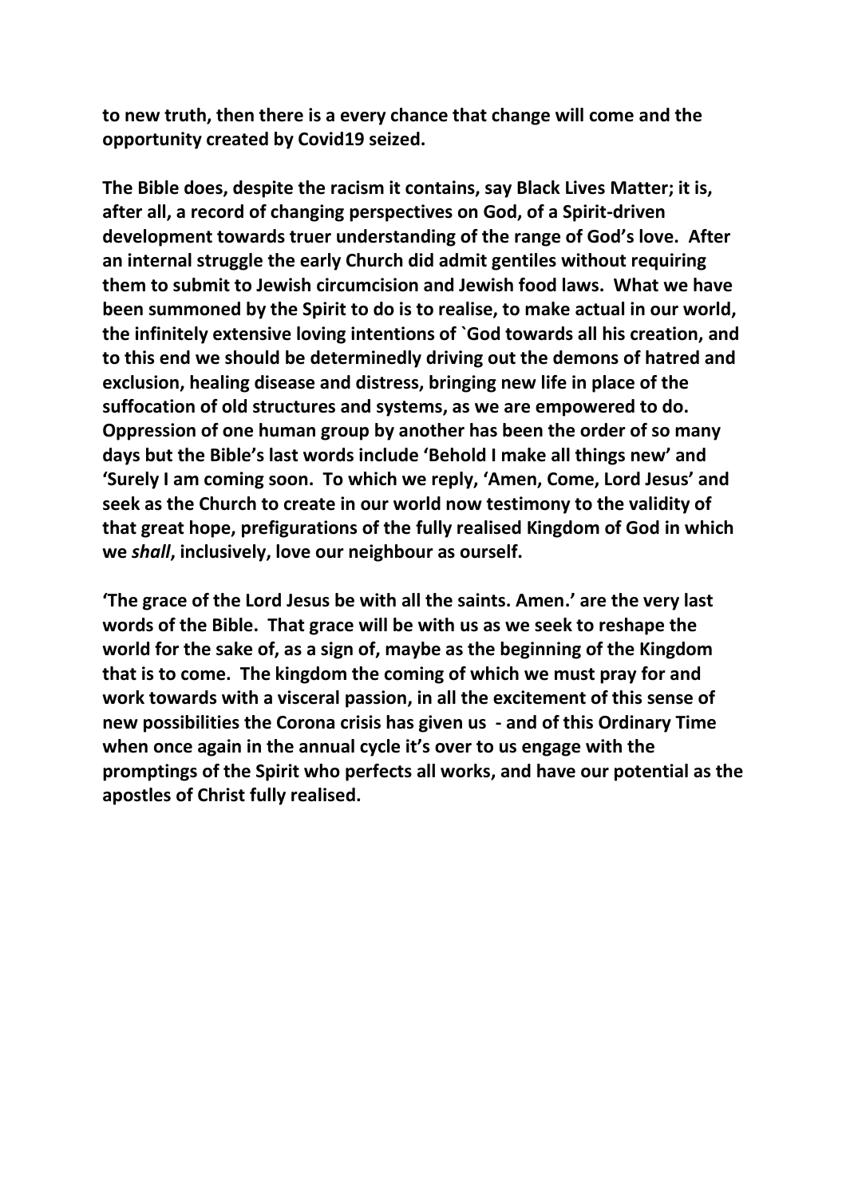**to new truth, then there is a every chance that change will come and the opportunity created by Covid19 seized.**

**The Bible does, despite the racism it contains, say Black Lives Matter; it is, after all, a record of changing perspectives on God, of a Spirit-driven development towards truer understanding of the range of God's love. After an internal struggle the early Church did admit gentiles without requiring them to submit to Jewish circumcision and Jewish food laws. What we have been summoned by the Spirit to do is to realise, to make actual in our world, the infinitely extensive loving intentions of `God towards all his creation, and to this end we should be determinedly driving out the demons of hatred and exclusion, healing disease and distress, bringing new life in place of the suffocation of old structures and systems, as we are empowered to do. Oppression of one human group by another has been the order of so many days but the Bible's last words include 'Behold I make all things new' and 'Surely I am coming soon. To which we reply, 'Amen, Come, Lord Jesus' and seek as the Church to create in our world now testimony to the validity of that great hope, prefigurations of the fully realised Kingdom of God in which we *shall*, inclusively, love our neighbour as ourself.**

**'The grace of the Lord Jesus be with all the saints. Amen.' are the very last words of the Bible. That grace will be with us as we seek to reshape the world for the sake of, as a sign of, maybe as the beginning of the Kingdom that is to come. The kingdom the coming of which we must pray for and work towards with a visceral passion, in all the excitement of this sense of new possibilities the Corona crisis has given us - and of this Ordinary Time when once again in the annual cycle it's over to us engage with the promptings of the Spirit who perfects all works, and have our potential as the apostles of Christ fully realised.**